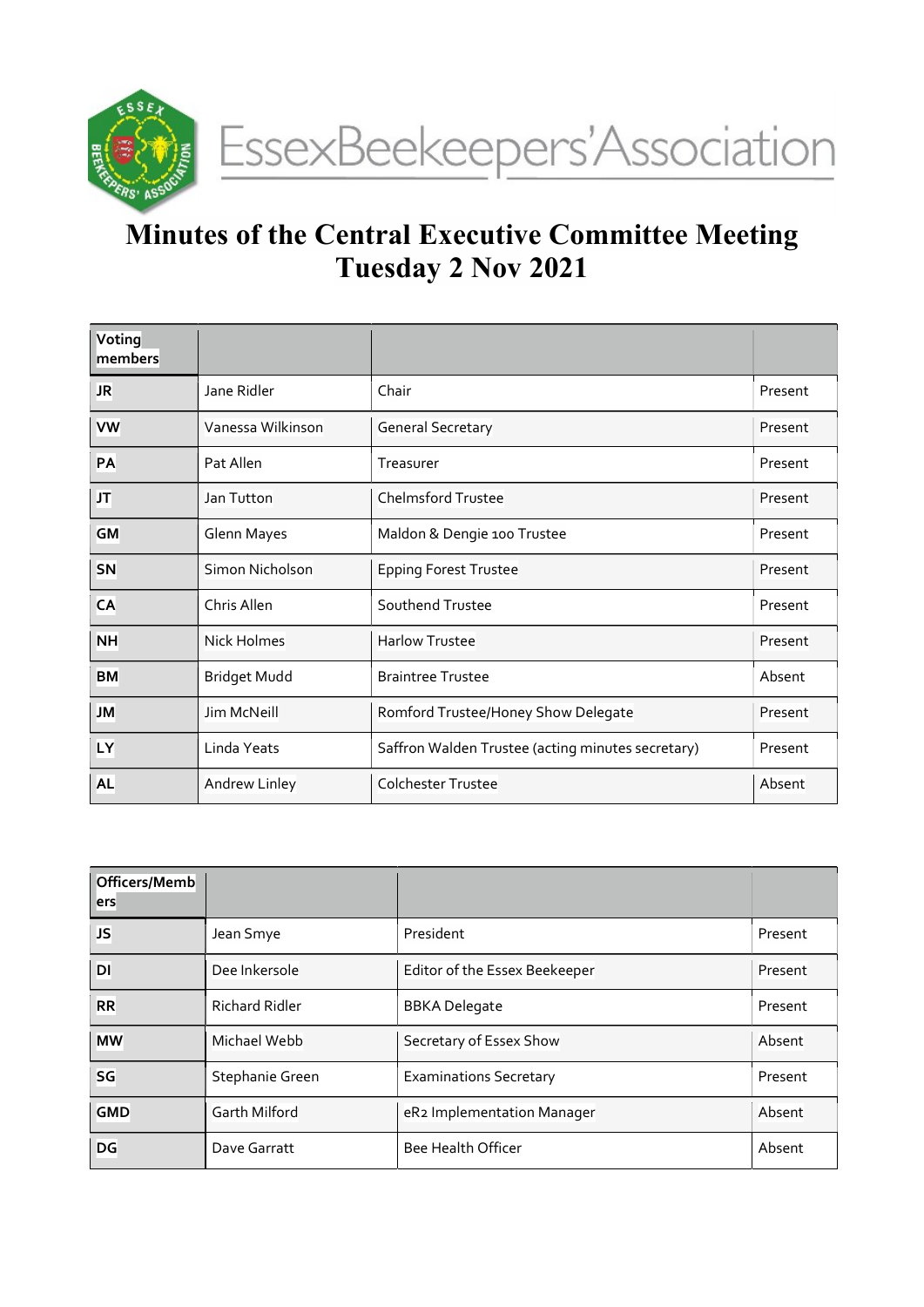EssexBeekeepers'Association

# Minutes of the Central Executive Committee Meeting Tuesday 2 Nov 2021

| Voting members | | | |
|---|---|---|---|
| JR | Jane Ridler | Chair | Present |
| VW | Vanessa Wilkinson | General Secretary | Present |
| PA | Pat Allen | Treasurer | Present |
| JT | Jan Tutton | Chelmsford Trustee | Present |
| GM | Glenn Mayes | Maldon & Dengie 100 Trustee | Present |
| SN | Simon Nicholson | Epping Forest Trustee | Present |
| CA | Chris Allen | Southend Trustee | Present |
| NH | Nick Holmes | Harlow Trustee | Present |
| BM | Bridget Mudd | Braintree Trustee | Absent |
| JM | Jim McNeill | Romford Trustee/Honey Show Delegate | Present |
| LY | Linda Yeats | Saffron Walden Trustee (acting minutes secretary) | Present |
| AL | Andrew Linley | Colchester Trustee | Absent |

| Officers/Members | | | |
|---|---|---|---|
| JS | Jean Smye | President | Present |
| DI | Dee Inkersole | Editor of the Essex Beekeeper | Present |
| RR | Richard Ridler | BBKA Delegate | Present |
| MW | Michael Webb | Secretary of Essex Show | Absent |
| SG | Stephanie Green | Examinations Secretary | Present |
| GMD | Garth Milford | eR2 Implementation Manager | Absent |
| DG | Dave Garratt | Bee Health Officer | Absent |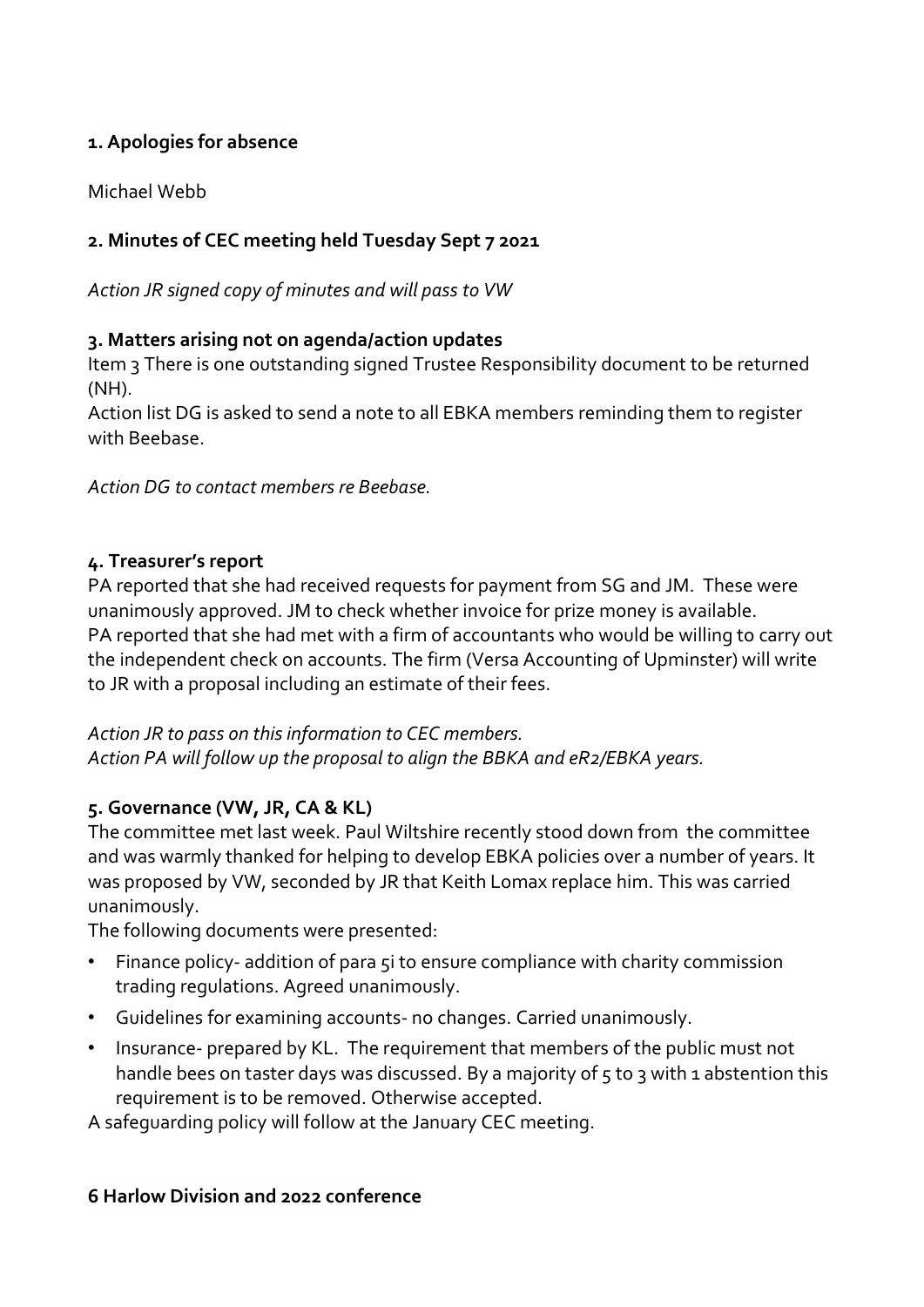### **1. Apologies for absence**

Michael Webb

### **2. Minutes of CEC meeting held Tuesday Sept 7 2021**

*Action JR signed copy of minutes and will pass to VW*

### **3. Matters arising not on agenda/action updates**

Item 3 There is one outstanding signed Trustee Responsibility document to be returned (NH).

Action list DG is asked to send a note to all EBKA members reminding them to register with Beebase.

*Action DG to contact members re Beebase.*

### **4. Treasurer's report**

PA reported that she had received requests for payment from SG and JM. These were unanimously approved. JM to check whether invoice for prize money is available.

PA reported that she had met with a firm of accountants who would be willing to carry out the independent check on accounts. The firm (Versa Accounting of Upminster) will write to JR with a proposal including an estimate of their fees.

*Action JR to pass on this information to CEC members.*
*Action PA will follow up the proposal to align the BBKA and eR2/EBKA years.*

### **5. Governance (VW, JR, CA & KL)**

The committee met last week. Paul Wiltshire recently stood down from the committee and was warmly thanked for helping to develop EBKA policies over a number of years. It was proposed by VW, seconded by JR that Keith Lomax replace him. This was carried unanimously.

The following documents were presented:

- Finance policy- addition of para 5i to ensure compliance with charity commission trading regulations. Agreed unanimously.
- Guidelines for examining accounts- no changes. Carried unanimously.
- Insurance- prepared by KL. The requirement that members of the public must not handle bees on taster days was discussed. By a majority of 5 to 3 with 1 abstention this requirement is to be removed. Otherwise accepted.

A safeguarding policy will follow at the January CEC meeting.

### **6 Harlow Division and 2022 conference**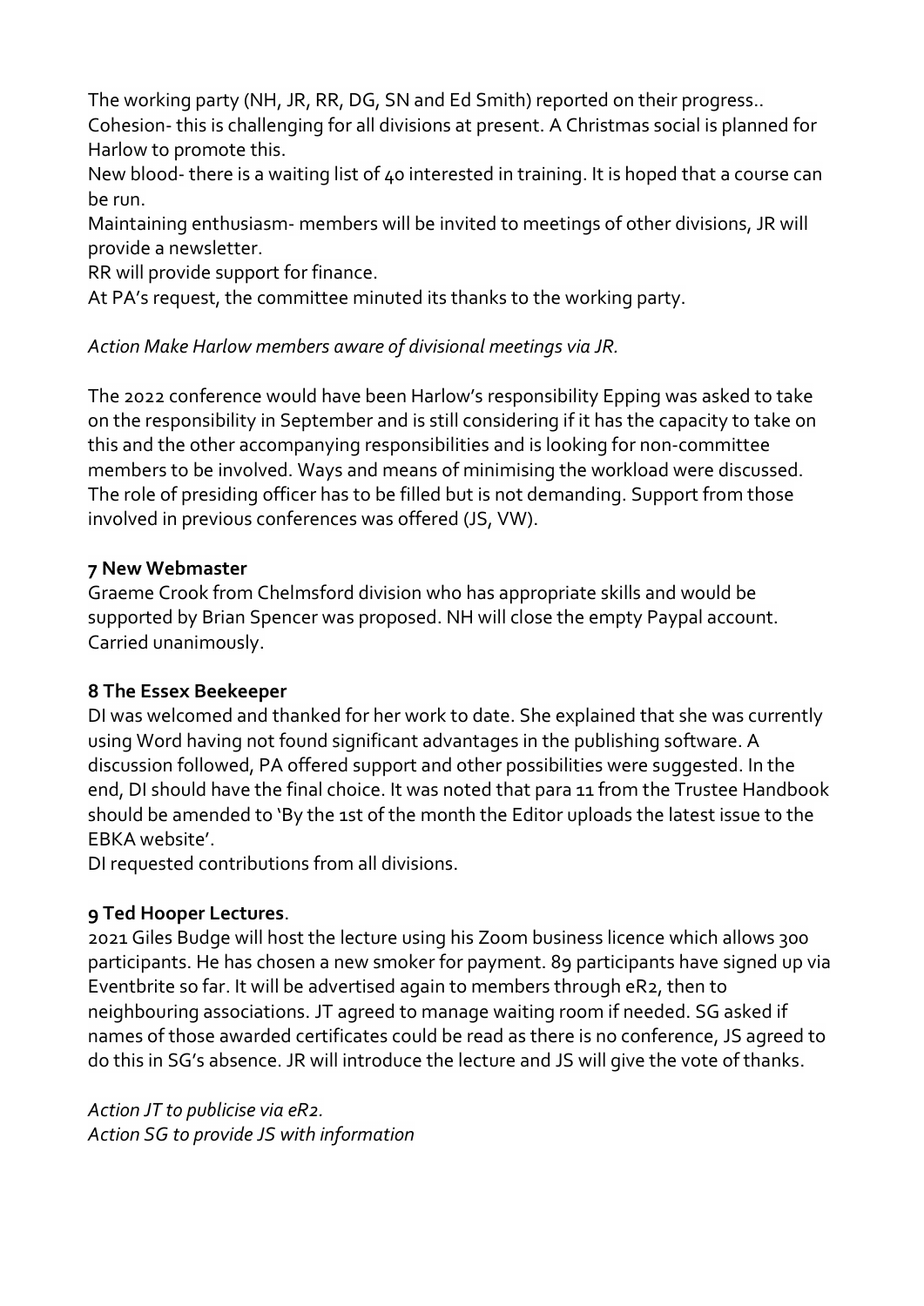The working party (NH, JR, RR, DG, SN and Ed Smith) reported on their progress..
Cohesion- this is challenging for all divisions at present. A Christmas social is planned for Harlow to promote this.
New blood- there is a waiting list of 40 interested in training. It is hoped that a course can be run.
Maintaining enthusiasm- members will be invited to meetings of other divisions, JR will provide a newsletter.
RR will provide support for finance.
At PA's request, the committee minuted its thanks to the working party.

*Action Make Harlow members aware of divisional meetings via JR.*

The 2022 conference would have been Harlow's responsibility Epping was asked to take on the responsibility in September and is still considering if it has the capacity to take on this and the other accompanying responsibilities and is looking for non-committee members to be involved. Ways and means of minimising the workload were discussed. The role of presiding officer has to be filled but is not demanding. Support from those involved in previous conferences was offered (JS, VW).

**7 New Webmaster**

Graeme Crook from Chelmsford division who has appropriate skills and would be supported by Brian Spencer was proposed. NH will close the empty Paypal account. Carried unanimously.

**8 The Essex Beekeeper**

DI was welcomed and thanked for her work to date. She explained that she was currently using Word having not found significant advantages in the publishing software. A discussion followed, PA offered support and other possibilities were suggested. In the end, DI should have the final choice. It was noted that para 11 from the Trustee Handbook should be amended to 'By the 1st of the month the Editor uploads the latest issue to the EBKA website'.
DI requested contributions from all divisions.

**9 Ted Hooper Lectures**.

2021 Giles Budge will host the lecture using his Zoom business licence which allows 300 participants. He has chosen a new smoker for payment. 89 participants have signed up via Eventbrite so far. It will be advertised again to members through eR2, then to neighbouring associations. JT agreed to manage waiting room if needed. SG asked if names of those awarded certificates could be read as there is no conference, JS agreed to do this in SG's absence. JR will introduce the lecture and JS will give the vote of thanks.

*Action JT to publicise via eR2.*
*Action SG to provide JS with information*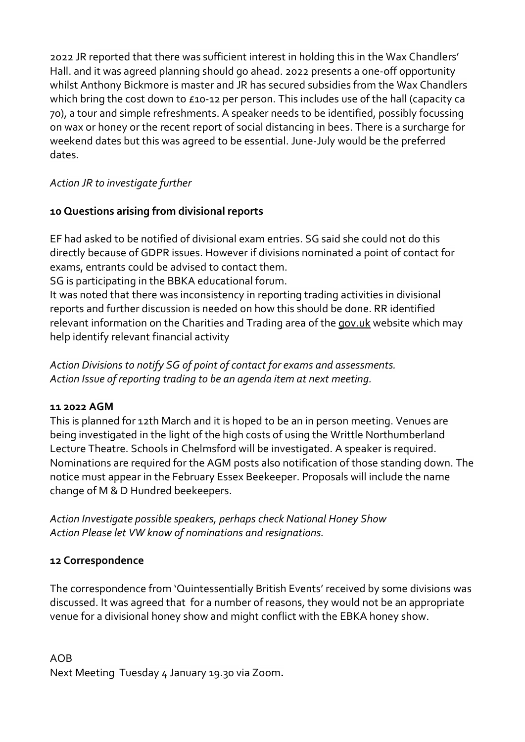2022 JR reported that there was sufficient interest in holding this in the Wax Chandlers' Hall. and it was agreed planning should go ahead. 2022 presents a one-off opportunity whilst Anthony Bickmore is master and JR has secured subsidies from the Wax Chandlers which bring the cost down to £10-12 per person. This includes use of the hall (capacity ca 70), a tour and simple refreshments. A speaker needs to be identified, possibly focussing on wax or honey or the recent report of social distancing in bees. There is a surcharge for weekend dates but this was agreed to be essential. June-July would be the preferred dates.

*Action JR to investigate further*

**10 Questions arising from divisional reports**

EF had asked to be notified of divisional exam entries. SG said she could not do this directly because of GDPR issues. However if divisions nominated a point of contact for exams, entrants could be advised to contact them.
SG is participating in the BBKA educational forum.
It was noted that there was inconsistency in reporting trading activities in divisional reports and further discussion is needed on how this should be done. RR identified relevant information on the Charities and Trading area of the gov.uk website which may help identify relevant financial activity

*Action Divisions to notify SG of point of contact for exams and assessments.*
*Action Issue of reporting trading to be an agenda item at next meeting.*

**11 2022 AGM**

This is planned for 12th March and it is hoped to be an in person meeting. Venues are being investigated in the light of the high costs of using the Writtle Northumberland Lecture Theatre. Schools in Chelmsford will be investigated. A speaker is required. Nominations are required for the AGM posts also notification of those standing down. The notice must appear in the February Essex Beekeeper. Proposals will include the name change of M & D Hundred beekeepers.

*Action Investigate possible speakers, perhaps check National Honey Show*
*Action Please let VW know of nominations and resignations.*

**12 Correspondence**

The correspondence from 'Quintessentially British Events' received by some divisions was discussed. It was agreed that for a number of reasons, they would not be an appropriate venue for a divisional honey show and might conflict with the EBKA honey show.

AOB
Next Meeting Tuesday 4 January 19.30 via Zoom.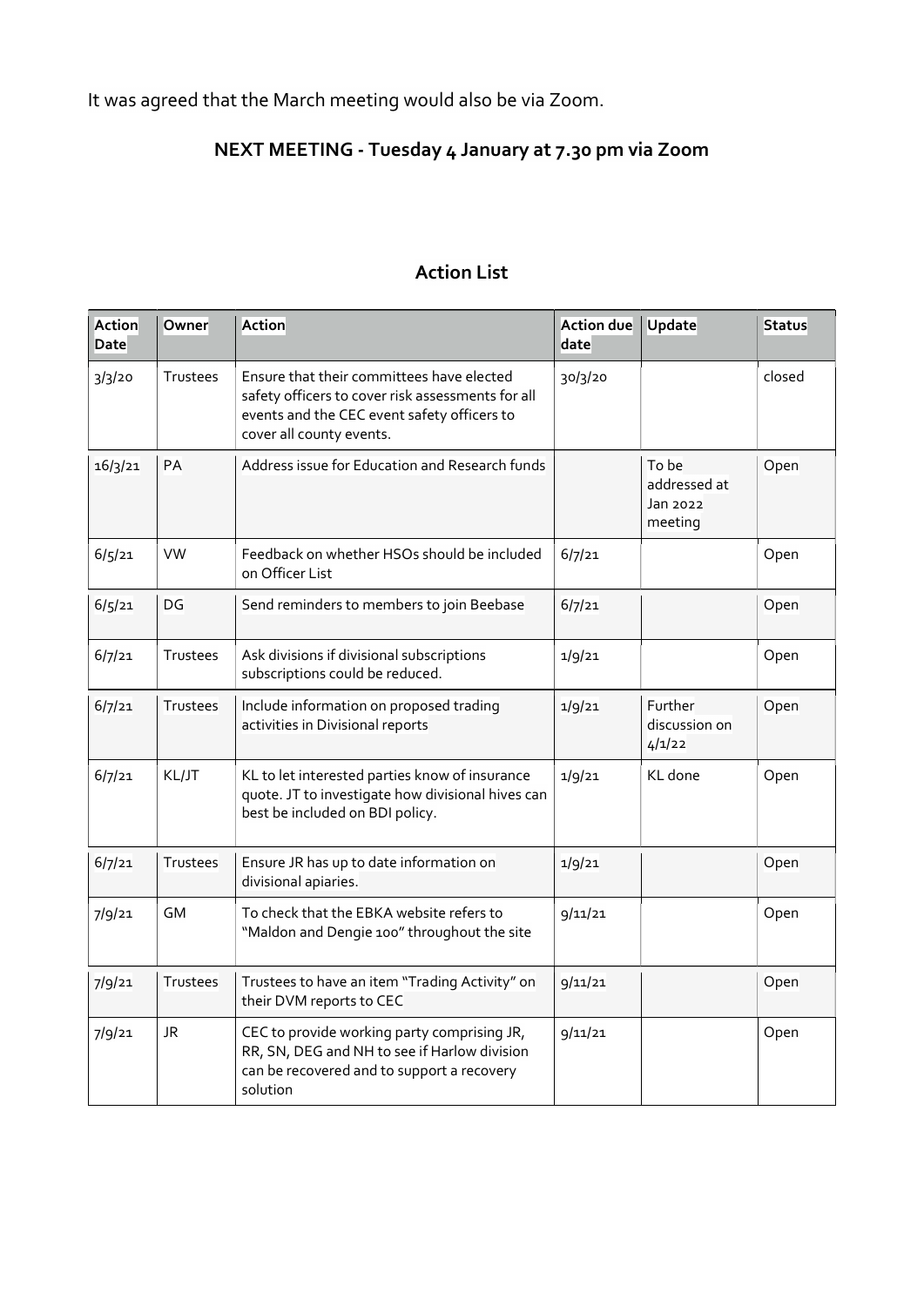It was agreed that the March meeting would also be via Zoom.

**NEXT MEETING - Tuesday 4 January at 7.30 pm via Zoom**

## Action List

| Action Date | Owner | Action | Action due date | Update | Status |
|---|---|---|---|---|---|
| 3/3/20 | Trustees | Ensure that their committees have elected safety officers to cover risk assessments for all events and the CEC event safety officers to cover all county events. | 30/3/20 | | closed |
| 16/3/21 | PA | Address issue for Education and Research funds | | To be addressed at Jan 2022 meeting | Open |
| 6/5/21 | VW | Feedback on whether HSOs should be included on Officer List | 6/7/21 | | Open |
| 6/5/21 | DG | Send reminders to members to join Beebase | 6/7/21 | | Open |
| 6/7/21 | Trustees | Ask divisions if divisional subscriptions subscriptions could be reduced. | 1/9/21 | | Open |
| 6/7/21 | Trustees | Include information on proposed trading activities in Divisional reports | 1/9/21 | Further discussion on 4/1/22 | Open |
| 6/7/21 | KL/JT | KL to let interested parties know of insurance quote. JT to investigate how divisional hives can best be included on BDI policy. | 1/9/21 | KL done | Open |
| 6/7/21 | Trustees | Ensure JR has up to date information on divisional apiaries. | 1/9/21 | | Open |
| 7/9/21 | GM | To check that the EBKA website refers to "Maldon and Dengie 100" throughout the site | 9/11/21 | | Open |
| 7/9/21 | Trustees | Trustees to have an item "Trading Activity" on their DVM reports to CEC | 9/11/21 | | Open |
| 7/9/21 | JR | CEC to provide working party comprising JR, RR, SN, DEG and NH to see if Harlow division can be recovered and to support a recovery solution | 9/11/21 | | Open |